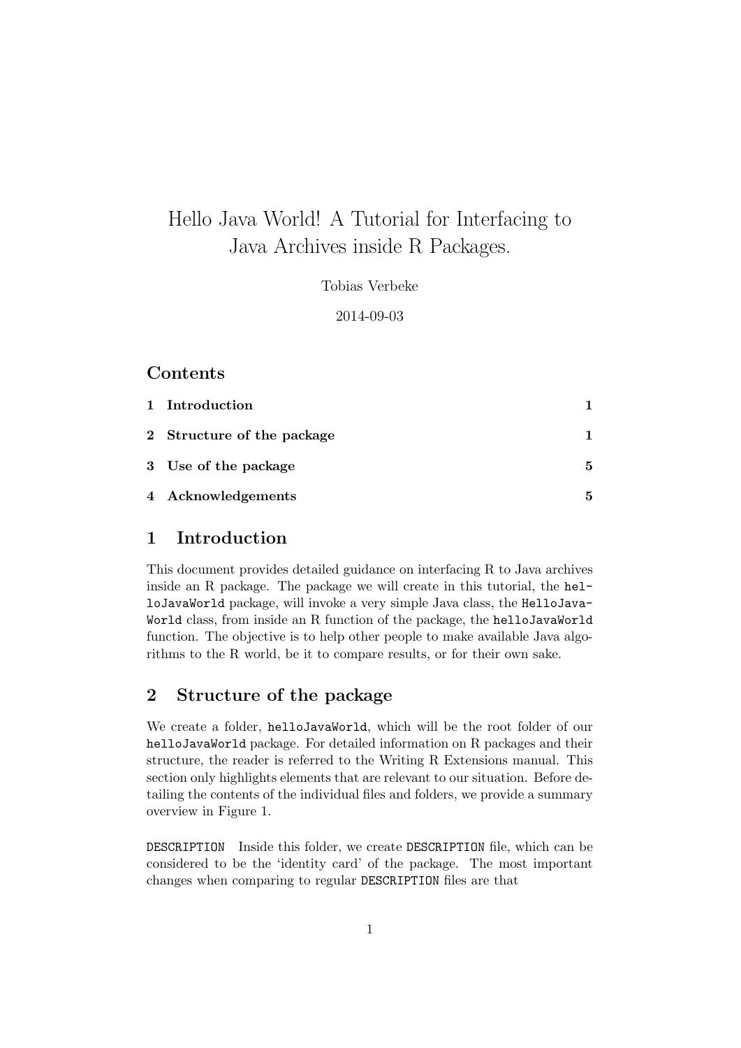# Hello Java World! A Tutorial for Interfacing to Java Archives inside R Packages.

Tobias Verbeke

2014-09-03

## Contents

| | | |
|---|---|---|
| 1 | Introduction | 1 |
| 2 | Structure of the package | 1 |
| 3 | Use of the package | 5 |
| 4 | Acknowledgements | 5 |

## 1 Introduction

This document provides detailed guidance on interfacing R to Java archives inside an R package. The package we will create in this tutorial, the `helloJavaWorld` package, will invoke a very simple Java class, the `HelloJavaWorld` class, from inside an R function of the package, the `helloJavaWorld` function. The objective is to help other people to make available Java algorithms to the R world, be it to compare results, or for their own sake.

## 2 Structure of the package

We create a folder, `helloJavaWorld`, which will be the root folder of our `helloJavaWorld` package. For detailed information on R packages and their structure, the reader is referred to the Writing R Extensions manual. This section only highlights elements that are relevant to our situation. Before detailing the contents of the individual files and folders, we provide a summary overview in Figure 1.

`DESCRIPTION` Inside this folder, we create `DESCRIPTION` file, which can be considered to be the 'identity card' of the package. The most important changes when comparing to regular `DESCRIPTION` files are that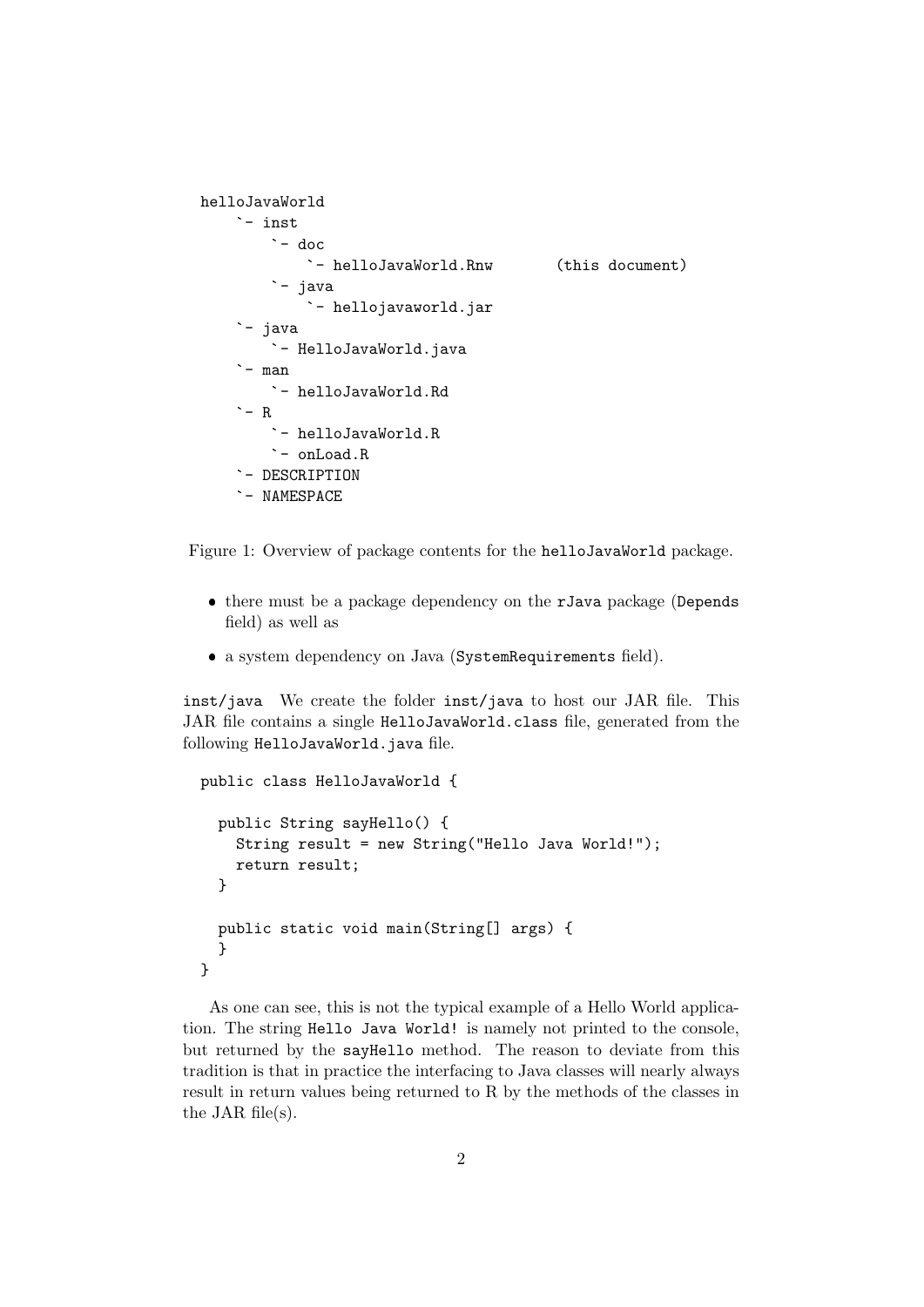```
helloJavaWorld
    `- inst
        `- doc
            `- helloJavaWorld.Rnw       (this document)
        `- java
            `- hellojavaworld.jar
    `- java
        `- HelloJavaWorld.java
    `- man
        `- helloJavaWorld.Rd
    `- R
        `- helloJavaWorld.R
        `- onLoad.R
    `- DESCRIPTION
    `- NAMESPACE
```

Figure 1: Overview of package contents for the `helloJavaWorld` package.

- there must be a package dependency on the `rJava` package (`Depends` field) as well as
- a system dependency on Java (`SystemRequirements` field).

**`inst/java`** We create the folder `inst/java` to host our JAR file. This JAR file contains a single `HelloJavaWorld.class` file, generated from the following `HelloJavaWorld.java` file.

```
public class HelloJavaWorld {

  public String sayHello() {
    String result = new String("Hello Java World!");
    return result;
  }

  public static void main(String[] args) {
  }
}
```

As one can see, this is not the typical example of a Hello World application. The string `Hello Java World!` is namely not printed to the console, but returned by the `sayHello` method. The reason to deviate from this tradition is that in practice the interfacing to Java classes will nearly always result in return values being returned to R by the methods of the classes in the JAR file(s).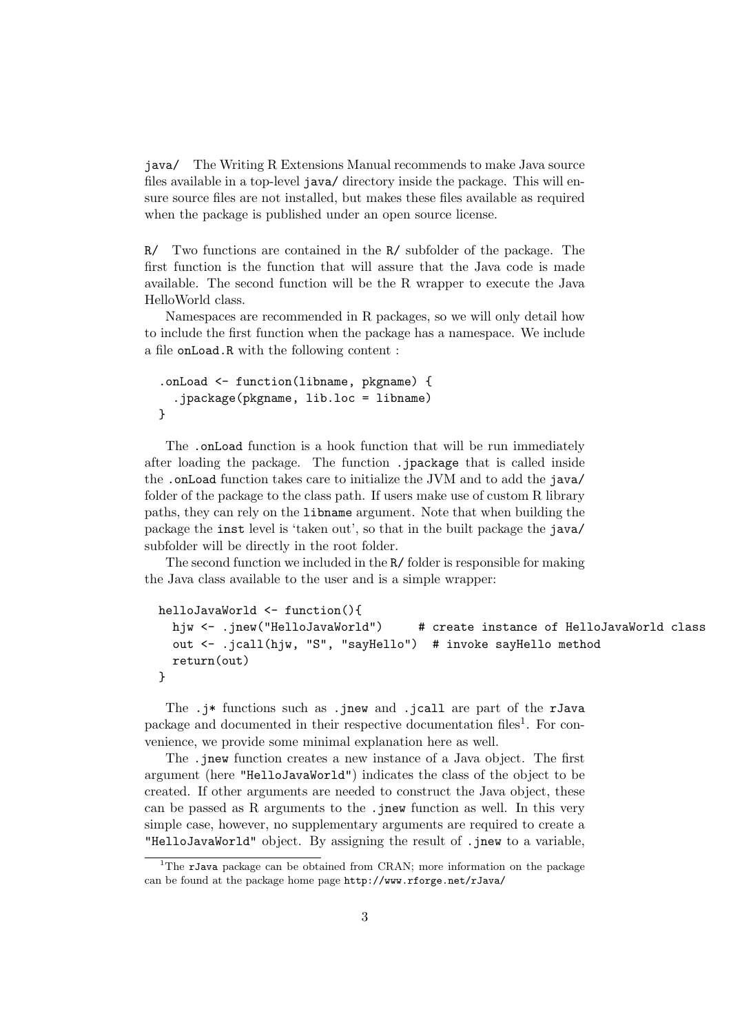`java/` The Writing R Extensions Manual recommends to make Java source files available in a top-level `java/` directory inside the package. This will ensure source files are not installed, but makes these files available as required when the package is published under an open source license.

`R/` Two functions are contained in the `R/` subfolder of the package. The first function is the function that will assure that the Java code is made available. The second function will be the R wrapper to execute the Java HelloWorld class.

Namespaces are recommended in R packages, so we will only detail how to include the first function when the package has a namespace. We include a file `onLoad.R` with the following content :

```
.onLoad <- function(libname, pkgname) {
  .jpackage(pkgname, lib.loc = libname)
}
```

The `.onLoad` function is a hook function that will be run immediately after loading the package. The function `.jpackage` that is called inside the `.onLoad` function takes care to initialize the JVM and to add the `java/` folder of the package to the class path. If users make use of custom R library paths, they can rely on the `libname` argument. Note that when building the package the `inst` level is 'taken out', so that in the built package the `java/` subfolder will be directly in the root folder.

The second function we included in the `R/` folder is responsible for making the Java class available to the user and is a simple wrapper:

```
helloJavaWorld <- function(){
  hjw <- .jnew("HelloJavaWorld")     # create instance of HelloJavaWorld class
  out <- .jcall(hjw, "S", "sayHello")  # invoke sayHello method
  return(out)
}
```

The `.j*` functions such as `.jnew` and `.jcall` are part of the `rJava` package and documented in their respective documentation files[1]. For convenience, we provide some minimal explanation here as well.

The `.jnew` function creates a new instance of a Java object. The first argument (here `"HelloJavaWorld"`) indicates the class of the object to be created. If other arguments are needed to construct the Java object, these can be passed as R arguments to the `.jnew` function as well. In this very simple case, however, no supplementary arguments are required to create a `"HelloJavaWorld"` object. By assigning the result of `.jnew` to a variable,

[1] The `rJava` package can be obtained from CRAN; more information on the package can be found at the package home page `http://www.rforge.net/rJava/`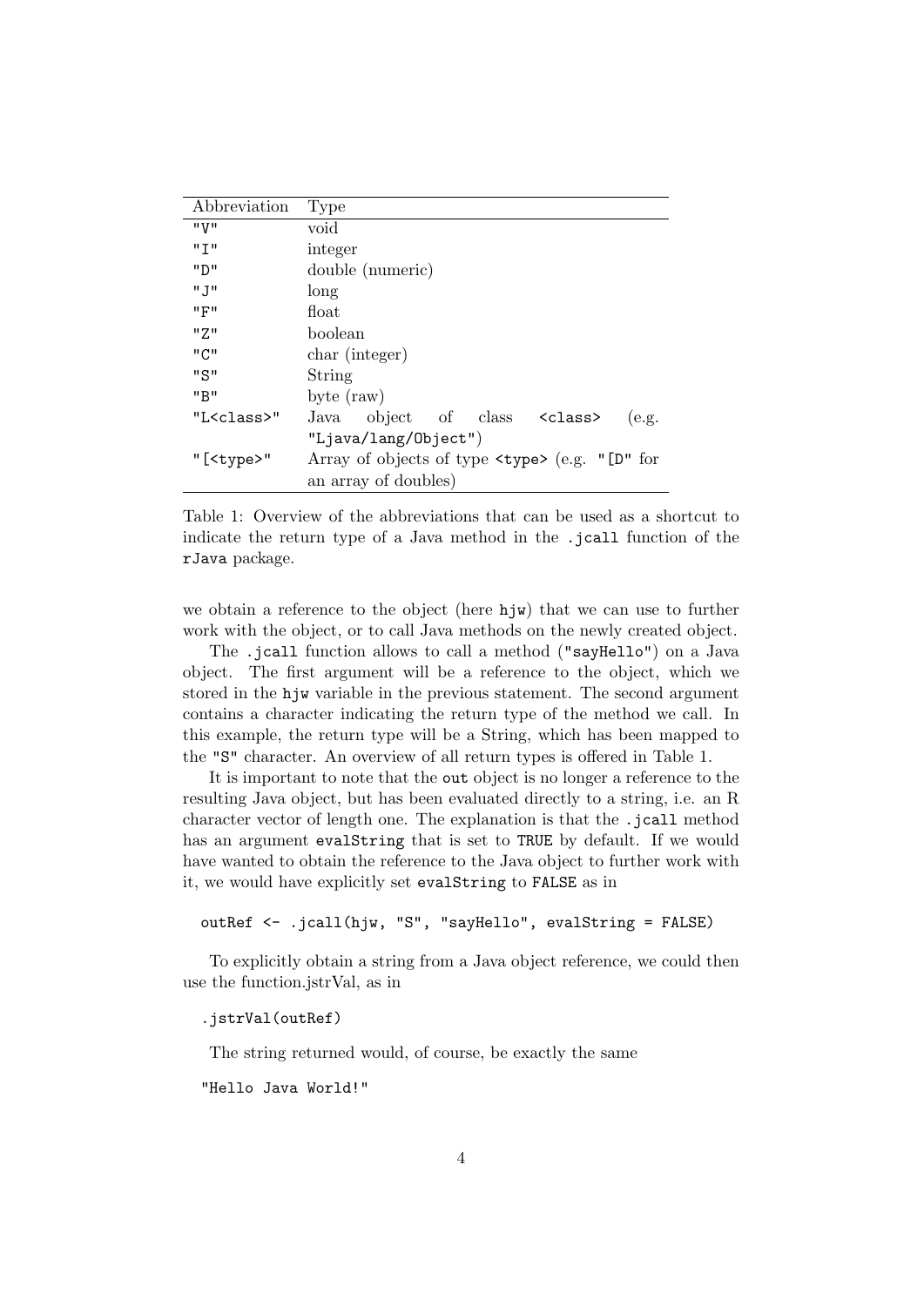| Abbreviation | Type |
|---|---|
| `"V"` | void |
| `"I"` | integer |
| `"D"` | double (numeric) |
| `"J"` | long |
| `"F"` | float |
| `"Z"` | boolean |
| `"C"` | char (integer) |
| `"S"` | String |
| `"B"` | byte (raw) |
| `"L<class>"` | Java object of class `<class>` (e.g. `"Ljava/lang/Object"`) |
| `"[<type>"` | Array of objects of type `<type>` (e.g. `"[D"` for an array of doubles) |

Table 1: Overview of the abbreviations that can be used as a shortcut to indicate the return type of a Java method in the `.jcall` function of the `rJava` package.

we obtain a reference to the object (here `hjw`) that we can use to further work with the object, or to call Java methods on the newly created object.

The `.jcall` function allows to call a method (`"sayHello"`) on a Java object. The first argument will be a reference to the object, which we stored in the `hjw` variable in the previous statement. The second argument contains a character indicating the return type of the method we call. In this example, the return type will be a String, which has been mapped to the `"S"` character. An overview of all return types is offered in Table 1.

It is important to note that the `out` object is no longer a reference to the resulting Java object, but has been evaluated directly to a string, i.e. an R character vector of length one. The explanation is that the `.jcall` method has an argument `evalString` that is set to `TRUE` by default. If we would have wanted to obtain the reference to the Java object to further work with it, we would have explicitly set `evalString` to `FALSE` as in

```
outRef <- .jcall(hjw, "S", "sayHello", evalString = FALSE)
```

To explicitly obtain a string from a Java object reference, we could then use the function.jstrVal, as in

```
.jstrVal(outRef)
```

The string returned would, of course, be exactly the same

```
"Hello Java World!"
```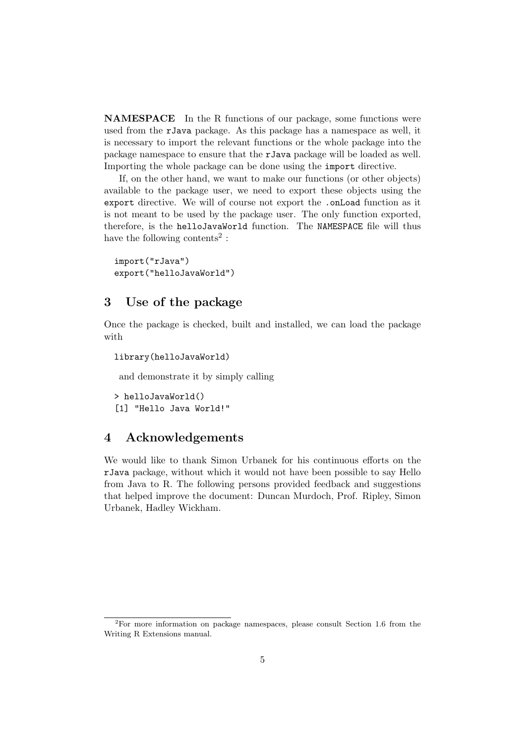**NAMESPACE** In the R functions of our package, some functions were used from the `rJava` package. As this package has a namespace as well, it is necessary to import the relevant functions or the whole package into the package namespace to ensure that the `rJava` package will be loaded as well. Importing the whole package can be done using the `import` directive.

If, on the other hand, we want to make our functions (or other objects) available to the package user, we need to export these objects using the `export` directive. We will of course not export the `.onLoad` function as it is not meant to be used by the package user. The only function exported, therefore, is the `helloJavaWorld` function. The `NAMESPACE` file will thus have the following contents[2] :

```
import("rJava")
export("helloJavaWorld")
```

## 3 Use of the package

Once the package is checked, built and installed, we can load the package with

```
library(helloJavaWorld)
```

and demonstrate it by simply calling

```
> helloJavaWorld()
[1] "Hello Java World!"
```

## 4 Acknowledgements

We would like to thank Simon Urbanek for his continuous efforts on the `rJava` package, without which it would not have been possible to say Hello from Java to R. The following persons provided feedback and suggestions that helped improve the document: Duncan Murdoch, Prof. Ripley, Simon Urbanek, Hadley Wickham.

---

[2] For more information on package namespaces, please consult Section 1.6 from the Writing R Extensions manual.